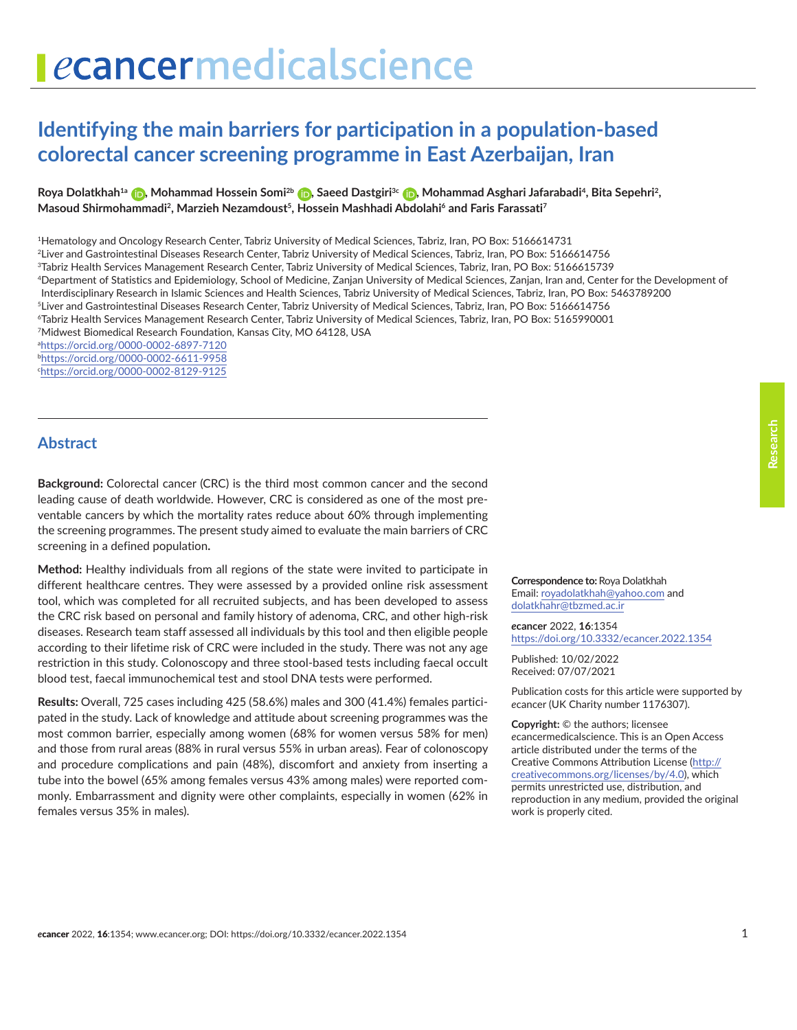# Identifying the main barriers for participation in a population-based colorectal cancer screening programme in East Azerbaijan, Iran

**Roya Dolatkhah[1a], Mohammad Hossein Somi[2b], Saeed Dastgiri[3c], Mohammad Asghari Jafarabadi[4], Bita Sepehri[2], Masoud Shirmohammadi[2], Marzieh Nezamdoust[5], Hossein Mashhadi Abdolahi[6] and Faris Farassati[7]**

[1]Hematology and Oncology Research Center, Tabriz University of Medical Sciences, Tabriz, Iran, PO Box: 5166614731
[2]Liver and Gastrointestinal Diseases Research Center, Tabriz University of Medical Sciences, Tabriz, Iran, PO Box: 5166614756
[3]Tabriz Health Services Management Research Center, Tabriz University of Medical Sciences, Tabriz, Iran, PO Box: 5166615739
[4]Department of Statistics and Epidemiology, School of Medicine, Zanjan University of Medical Sciences, Zanjan, Iran and, Center for the Development of Interdisciplinary Research in Islamic Sciences and Health Sciences, Tabriz University of Medical Sciences, Tabriz, Iran, PO Box: 5463789200
[5]Liver and Gastrointestinal Diseases Research Center, Tabriz University of Medical Sciences, Tabriz, Iran, PO Box: 5166614756
[6]Tabriz Health Services Management Research Center, Tabriz University of Medical Sciences, Tabriz, Iran, PO Box: 5165990001
[7]Midwest Biomedical Research Foundation, Kansas City, MO 64128, USA
[a]https://orcid.org/0000-0002-6897-7120
[b]https://orcid.org/0000-0002-6611-9958
[c]https://orcid.org/0000-0002-8129-9125

## Abstract

**Background:** Colorectal cancer (CRC) is the third most common cancer and the second leading cause of death worldwide. However, CRC is considered as one of the most preventable cancers by which the mortality rates reduce about 60% through implementing the screening programmes. The present study aimed to evaluate the main barriers of CRC screening in a defined population.

**Method:** Healthy individuals from all regions of the state were invited to participate in different healthcare centres. They were assessed by a provided online risk assessment tool, which was completed for all recruited subjects, and has been developed to assess the CRC risk based on personal and family history of adenoma, CRC, and other high-risk diseases. Research team staff assessed all individuals by this tool and then eligible people according to their lifetime risk of CRC were included in the study. There was not any age restriction in this study. Colonoscopy and three stool-based tests including faecal occult blood test, faecal immunochemical test and stool DNA tests were performed.

**Results:** Overall, 725 cases including 425 (58.6%) males and 300 (41.4%) females participated in the study. Lack of knowledge and attitude about screening programmes was the most common barrier, especially among women (68% for women versus 58% for men) and those from rural areas (88% in rural versus 55% in urban areas). Fear of colonoscopy and procedure complications and pain (48%), discomfort and anxiety from inserting a tube into the bowel (65% among females versus 43% among males) were reported commonly. Embarrassment and dignity were other complaints, especially in women (62% in females versus 35% in males).

**Correspondence to:** Roya Dolatkhah
Email: royadolatkhah@yahoo.com and dolatkhahr@tbzmed.ac.ir

***e*cancer** 2022, **16**:1354
https://doi.org/10.3332/ecancer.2022.1354

Published: 10/02/2022
Received: 07/07/2021

Publication costs for this article were supported by *e*cancer (UK Charity number 1176307).

**Copyright:** © the authors; licensee *e*cancermedicalscience. This is an Open Access article distributed under the terms of the Creative Commons Attribution License (http://creativecommons.org/licenses/by/4.0), which permits unrestricted use, distribution, and reproduction in any medium, provided the original work is properly cited.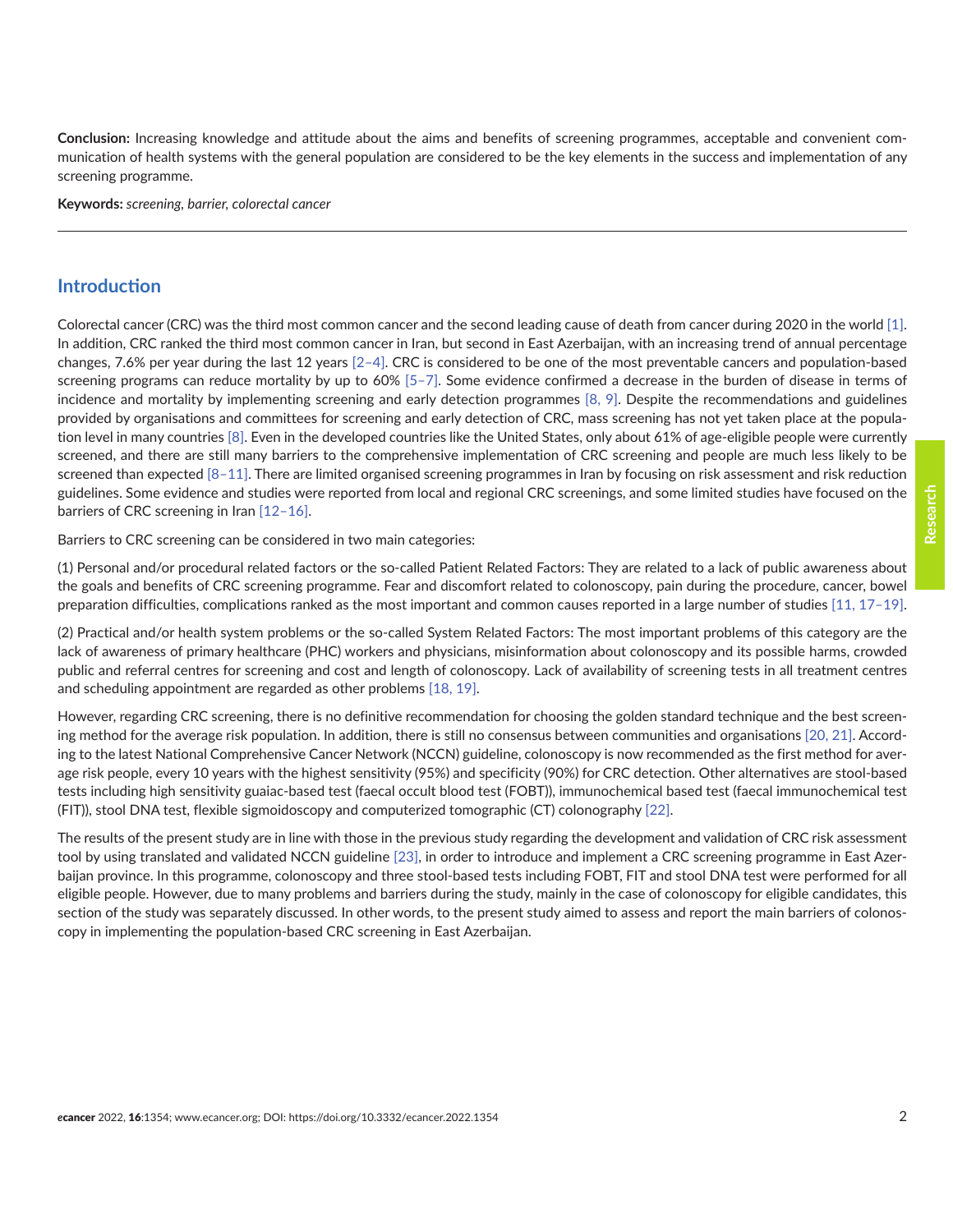**Conclusion:** Increasing knowledge and attitude about the aims and benefits of screening programmes, acceptable and convenient communication of health systems with the general population are considered to be the key elements in the success and implementation of any screening programme.

**Keywords:** *screening, barrier, colorectal cancer*

## Introduction

Colorectal cancer (CRC) was the third most common cancer and the second leading cause of death from cancer during 2020 in the world [1]. In addition, CRC ranked the third most common cancer in Iran, but second in East Azerbaijan, with an increasing trend of annual percentage changes, 7.6% per year during the last 12 years [2–4]. CRC is considered to be one of the most preventable cancers and population-based screening programs can reduce mortality by up to 60% [5–7]. Some evidence confirmed a decrease in the burden of disease in terms of incidence and mortality by implementing screening and early detection programmes [8, 9]. Despite the recommendations and guidelines provided by organisations and committees for screening and early detection of CRC, mass screening has not yet taken place at the population level in many countries [8]. Even in the developed countries like the United States, only about 61% of age-eligible people were currently screened, and there are still many barriers to the comprehensive implementation of CRC screening and people are much less likely to be screened than expected [8–11]. There are limited organised screening programmes in Iran by focusing on risk assessment and risk reduction guidelines. Some evidence and studies were reported from local and regional CRC screenings, and some limited studies have focused on the barriers of CRC screening in Iran [12–16].

Barriers to CRC screening can be considered in two main categories:

(1) Personal and/or procedural related factors or the so-called Patient Related Factors: They are related to a lack of public awareness about the goals and benefits of CRC screening programme. Fear and discomfort related to colonoscopy, pain during the procedure, cancer, bowel preparation difficulties, complications ranked as the most important and common causes reported in a large number of studies [11, 17–19].

(2) Practical and/or health system problems or the so-called System Related Factors: The most important problems of this category are the lack of awareness of primary healthcare (PHC) workers and physicians, misinformation about colonoscopy and its possible harms, crowded public and referral centres for screening and cost and length of colonoscopy. Lack of availability of screening tests in all treatment centres and scheduling appointment are regarded as other problems [18, 19].

However, regarding CRC screening, there is no definitive recommendation for choosing the golden standard technique and the best screening method for the average risk population. In addition, there is still no consensus between communities and organisations [20, 21]. According to the latest National Comprehensive Cancer Network (NCCN) guideline, colonoscopy is now recommended as the first method for average risk people, every 10 years with the highest sensitivity (95%) and specificity (90%) for CRC detection. Other alternatives are stool-based tests including high sensitivity guaiac-based test (faecal occult blood test (FOBT)), immunochemical based test (faecal immunochemical test (FIT)), stool DNA test, flexible sigmoidoscopy and computerized tomographic (CT) colonography [22].

The results of the present study are in line with those in the previous study regarding the development and validation of CRC risk assessment tool by using translated and validated NCCN guideline [23], in order to introduce and implement a CRC screening programme in East Azerbaijan province. In this programme, colonoscopy and three stool-based tests including FOBT, FIT and stool DNA test were performed for all eligible people. However, due to many problems and barriers during the study, mainly in the case of colonoscopy for eligible candidates, this section of the study was separately discussed. In other words, to the present study aimed to assess and report the main barriers of colonoscopy in implementing the population-based CRC screening in East Azerbaijan.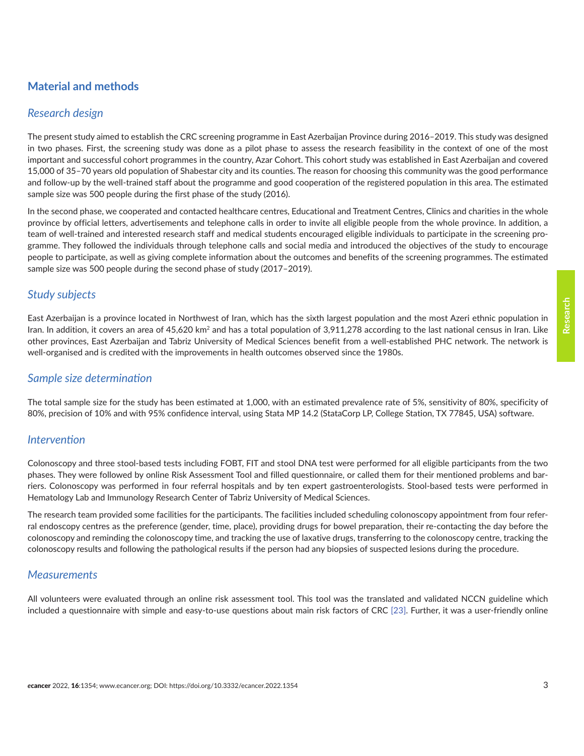## Material and methods

### Research design

The present study aimed to establish the CRC screening programme in East Azerbaijan Province during 2016–2019. This study was designed in two phases. First, the screening study was done as a pilot phase to assess the research feasibility in the context of one of the most important and successful cohort programmes in the country, Azar Cohort. This cohort study was established in East Azerbaijan and covered 15,000 of 35–70 years old population of Shabestar city and its counties. The reason for choosing this community was the good performance and follow-up by the well-trained staff about the programme and good cooperation of the registered population in this area. The estimated sample size was 500 people during the first phase of the study (2016).

In the second phase, we cooperated and contacted healthcare centres, Educational and Treatment Centres, Clinics and charities in the whole province by official letters, advertisements and telephone calls in order to invite all eligible people from the whole province. In addition, a team of well-trained and interested research staff and medical students encouraged eligible individuals to participate in the screening programme. They followed the individuals through telephone calls and social media and introduced the objectives of the study to encourage people to participate, as well as giving complete information about the outcomes and benefits of the screening programmes. The estimated sample size was 500 people during the second phase of study (2017–2019).

### Study subjects

East Azerbaijan is a province located in Northwest of Iran, which has the sixth largest population and the most Azeri ethnic population in Iran. In addition, it covers an area of 45,620 $km^2$ and has a total population of 3,911,278 according to the last national census in Iran. Like other provinces, East Azerbaijan and Tabriz University of Medical Sciences benefit from a well-established PHC network. The network is well-organised and is credited with the improvements in health outcomes observed since the 1980s.

### Sample size determination

The total sample size for the study has been estimated at 1,000, with an estimated prevalence rate of 5%, sensitivity of 80%, specificity of 80%, precision of 10% and with 95% confidence interval, using Stata MP 14.2 (StataCorp LP, College Station, TX 77845, USA) software.

### Intervention

Colonoscopy and three stool-based tests including FOBT, FIT and stool DNA test were performed for all eligible participants from the two phases. They were followed by online Risk Assessment Tool and filled questionnaire, or called them for their mentioned problems and barriers. Colonoscopy was performed in four referral hospitals and by ten expert gastroenterologists. Stool-based tests were performed in Hematology Lab and Immunology Research Center of Tabriz University of Medical Sciences.

The research team provided some facilities for the participants. The facilities included scheduling colonoscopy appointment from four referral endoscopy centres as the preference (gender, time, place), providing drugs for bowel preparation, their re-contacting the day before the colonoscopy and reminding the colonoscopy time, and tracking the use of laxative drugs, transferring to the colonoscopy centre, tracking the colonoscopy results and following the pathological results if the person had any biopsies of suspected lesions during the procedure.

### Measurements

All volunteers were evaluated through an online risk assessment tool. This tool was the translated and validated NCCN guideline which included a questionnaire with simple and easy-to-use questions about main risk factors of CRC [23]. Further, it was a user-friendly online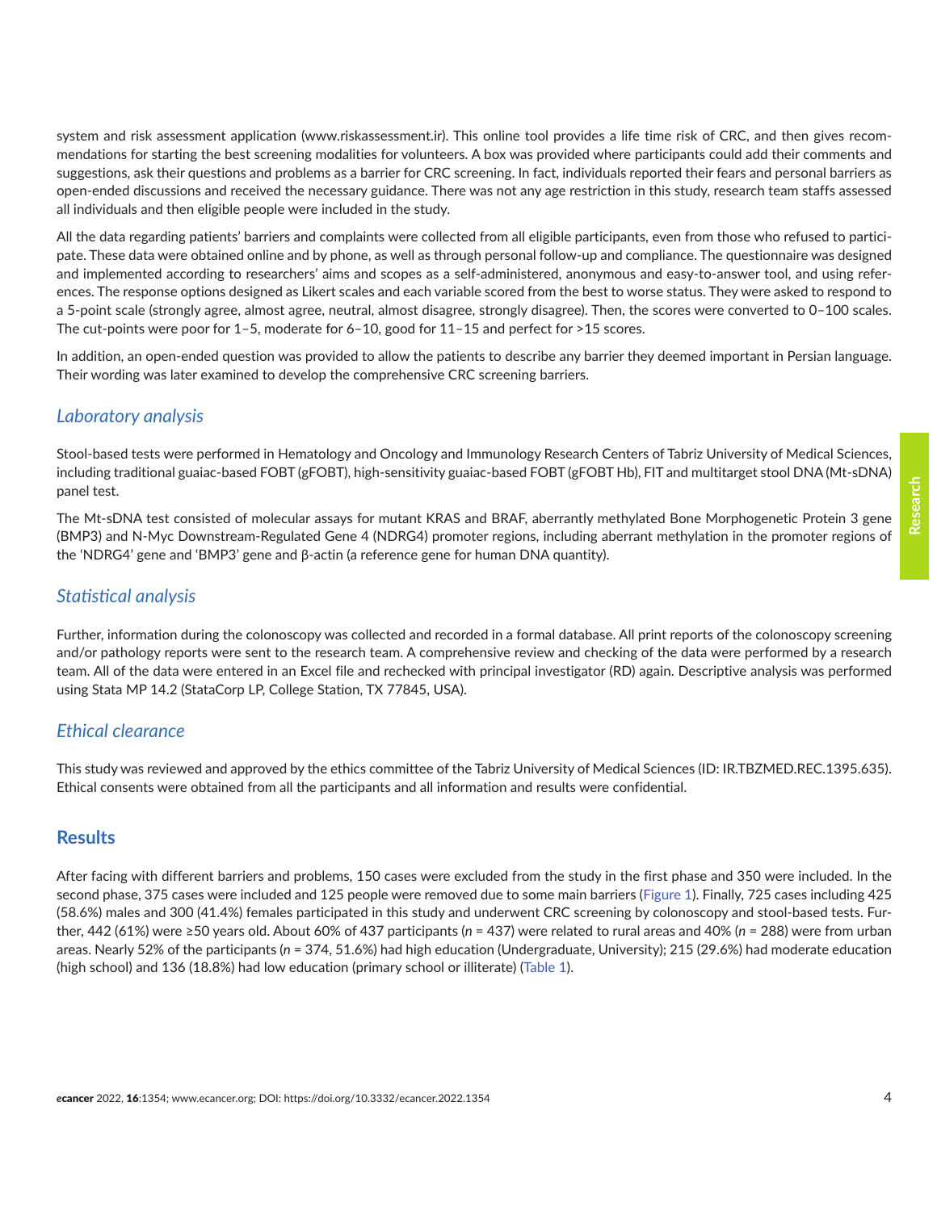system and risk assessment application (www.riskassessment.ir). This online tool provides a life time risk of CRC, and then gives recommendations for starting the best screening modalities for volunteers. A box was provided where participants could add their comments and suggestions, ask their questions and problems as a barrier for CRC screening. In fact, individuals reported their fears and personal barriers as open-ended discussions and received the necessary guidance. There was not any age restriction in this study, research team staffs assessed all individuals and then eligible people were included in the study.

All the data regarding patients' barriers and complaints were collected from all eligible participants, even from those who refused to participate. These data were obtained online and by phone, as well as through personal follow-up and compliance. The questionnaire was designed and implemented according to researchers' aims and scopes as a self-administered, anonymous and easy-to-answer tool, and using references. The response options designed as Likert scales and each variable scored from the best to worse status. They were asked to respond to a 5-point scale (strongly agree, almost agree, neutral, almost disagree, strongly disagree). Then, the scores were converted to 0–100 scales. The cut-points were poor for 1–5, moderate for 6–10, good for 11–15 and perfect for >15 scores.

In addition, an open-ended question was provided to allow the patients to describe any barrier they deemed important in Persian language. Their wording was later examined to develop the comprehensive CRC screening barriers.

### *Laboratory analysis*

Stool-based tests were performed in Hematology and Oncology and Immunology Research Centers of Tabriz University of Medical Sciences, including traditional guaiac-based FOBT (gFOBT), high-sensitivity guaiac-based FOBT (gFOBT Hb), FIT and multitarget stool DNA (Mt-sDNA) panel test.

The Mt-sDNA test consisted of molecular assays for mutant KRAS and BRAF, aberrantly methylated Bone Morphogenetic Protein 3 gene (BMP3) and N-Myc Downstream-Regulated Gene 4 (NDRG4) promoter regions, including aberrant methylation in the promoter regions of the 'NDRG4' gene and 'BMP3' gene and β-actin (a reference gene for human DNA quantity).

### *Statistical analysis*

Further, information during the colonoscopy was collected and recorded in a formal database. All print reports of the colonoscopy screening and/or pathology reports were sent to the research team. A comprehensive review and checking of the data were performed by a research team. All of the data were entered in an Excel file and rechecked with principal investigator (RD) again. Descriptive analysis was performed using Stata MP 14.2 (StataCorp LP, College Station, TX 77845, USA).

### *Ethical clearance*

This study was reviewed and approved by the ethics committee of the Tabriz University of Medical Sciences (ID: IR.TBZMED.REC.1395.635). Ethical consents were obtained from all the participants and all information and results were confidential.

## Results

After facing with different barriers and problems, 150 cases were excluded from the study in the first phase and 350 were included. In the second phase, 375 cases were included and 125 people were removed due to some main barriers (Figure 1). Finally, 725 cases including 425 (58.6%) males and 300 (41.4%) females participated in this study and underwent CRC screening by colonoscopy and stool-based tests. Further, 442 (61%) were ≥50 years old. About 60% of 437 participants ($n$ = 437) were related to rural areas and 40% ($n$ = 288) were from urban areas. Nearly 52% of the participants ($n$ = 374, 51.6%) had high education (Undergraduate, University); 215 (29.6%) had moderate education (high school) and 136 (18.8%) had low education (primary school or illiterate) (Table 1).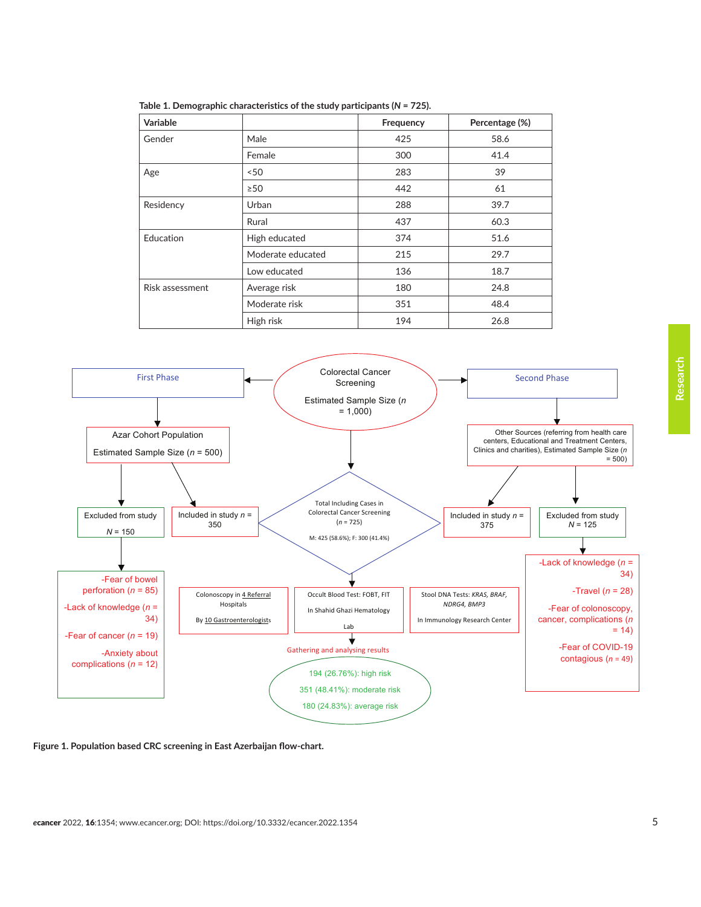**Table 1. Demographic characteristics of the study participants (*N* = 725).**

| Variable | | Frequency | Percentage (%) |
|---|---|---|---|
| Gender | Male | 425 | 58.6 |
| | Female | 300 | 41.4 |
| Age | <50 | 283 | 39 |
| | ≥50 | 442 | 61 |
| Residency | Urban | 288 | 39.7 |
| | Rural | 437 | 60.3 |
| Education | High educated | 374 | 51.6 |
| | Moderate educated | 215 | 29.7 |
| | Low educated | 136 | 18.7 |
| Risk assessment | Average risk | 180 | 24.8 |
| | Moderate risk | 351 | 48.4 |
| | High risk | 194 | 26.8 |

Colorectal Cancer Screening

Estimated Sample Size (*n* = 1,000)

- First Phase
  - Azar Cohort Population: Estimated Sample Size (*n* = 500)
    - Excluded from study *N* = 150
      - -Fear of bowel perforation (*n* = 85)
      - -Lack of knowledge (*n* = 34)
      - -Fear of cancer (*n* = 19)
      - -Anxiety about complications (*n* = 12)
    - Included in study *n* = 350
- Second Phase
  - Other Sources (referring from health care centers, Educational and Treatment Centers, Clinics and charities), Estimated Sample Size (*n* = 500)
    - Included in study *n* = 375
    - Excluded from study *N* = 125
      - -Lack of knowledge (*n* = 34)
      - -Travel (*n* = 28)
      - -Fear of colonoscopy, cancer, complications (*n* = 14)
      - -Fear of COVID-19 contagious (*n* = 49)

Total Including Cases in Colorectal Cancer Screening (*n* = 725)

M: 425 (58.6%); F: 300 (41.4%)

- Colonoscopy in 4 Referral Hospitals. By 10 Gastroenterologists
- Occult Blood Test: FOBT, FIT. In Shahid Ghazi Hematology Lab
- Stool DNA Tests: *KRAS, BRAF, NDRG4, BMP3*. In Immunology Research Center

Gathering and analysing results

- 194 (26.76%): high risk
- 351 (48.41%): moderate risk
- 180 (24.83%): average risk

**Figure 1. Population based CRC screening in East Azerbaijan flow-chart.**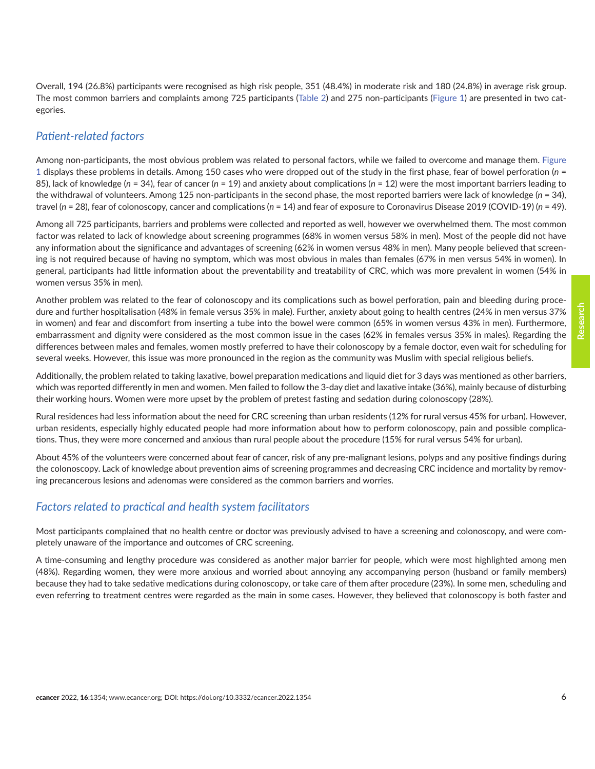Overall, 194 (26.8%) participants were recognised as high risk people, 351 (48.4%) in moderate risk and 180 (24.8%) in average risk group. The most common barriers and complaints among 725 participants (Table 2) and 275 non-participants (Figure 1) are presented in two categories.

## *Patient-related factors*

Among non-participants, the most obvious problem was related to personal factors, while we failed to overcome and manage them. Figure 1 displays these problems in details. Among 150 cases who were dropped out of the study in the first phase, fear of bowel perforation (*n* = 85), lack of knowledge (*n* = 34), fear of cancer (*n* = 19) and anxiety about complications (*n* = 12) were the most important barriers leading to the withdrawal of volunteers. Among 125 non-participants in the second phase, the most reported barriers were lack of knowledge (*n* = 34), travel (*n* = 28), fear of colonoscopy, cancer and complications (*n* = 14) and fear of exposure to Coronavirus Disease 2019 (COVID-19) (*n* = 49).

Among all 725 participants, barriers and problems were collected and reported as well, however we overwhelmed them. The most common factor was related to lack of knowledge about screening programmes (68% in women versus 58% in men). Most of the people did not have any information about the significance and advantages of screening (62% in women versus 48% in men). Many people believed that screening is not required because of having no symptom, which was most obvious in males than females (67% in men versus 54% in women). In general, participants had little information about the preventability and treatability of CRC, which was more prevalent in women (54% in women versus 35% in men).

Another problem was related to the fear of colonoscopy and its complications such as bowel perforation, pain and bleeding during procedure and further hospitalisation (48% in female versus 35% in male). Further, anxiety about going to health centres (24% in men versus 37% in women) and fear and discomfort from inserting a tube into the bowel were common (65% in women versus 43% in men). Furthermore, embarrassment and dignity were considered as the most common issue in the cases (62% in females versus 35% in males). Regarding the differences between males and females, women mostly preferred to have their colonoscopy by a female doctor, even wait for scheduling for several weeks. However, this issue was more pronounced in the region as the community was Muslim with special religious beliefs.

Additionally, the problem related to taking laxative, bowel preparation medications and liquid diet for 3 days was mentioned as other barriers, which was reported differently in men and women. Men failed to follow the 3-day diet and laxative intake (36%), mainly because of disturbing their working hours. Women were more upset by the problem of pretest fasting and sedation during colonoscopy (28%).

Rural residences had less information about the need for CRC screening than urban residents (12% for rural versus 45% for urban). However, urban residents, especially highly educated people had more information about how to perform colonoscopy, pain and possible complications. Thus, they were more concerned and anxious than rural people about the procedure (15% for rural versus 54% for urban).

About 45% of the volunteers were concerned about fear of cancer, risk of any pre-malignant lesions, polyps and any positive findings during the colonoscopy. Lack of knowledge about prevention aims of screening programmes and decreasing CRC incidence and mortality by removing precancerous lesions and adenomas were considered as the common barriers and worries.

## *Factors related to practical and health system facilitators*

Most participants complained that no health centre or doctor was previously advised to have a screening and colonoscopy, and were completely unaware of the importance and outcomes of CRC screening.

A time-consuming and lengthy procedure was considered as another major barrier for people, which were most highlighted among men (48%). Regarding women, they were more anxious and worried about annoying any accompanying person (husband or family members) because they had to take sedative medications during colonoscopy, or take care of them after procedure (23%). In some men, scheduling and even referring to treatment centres were regarded as the main in some cases. However, they believed that colonoscopy is both faster and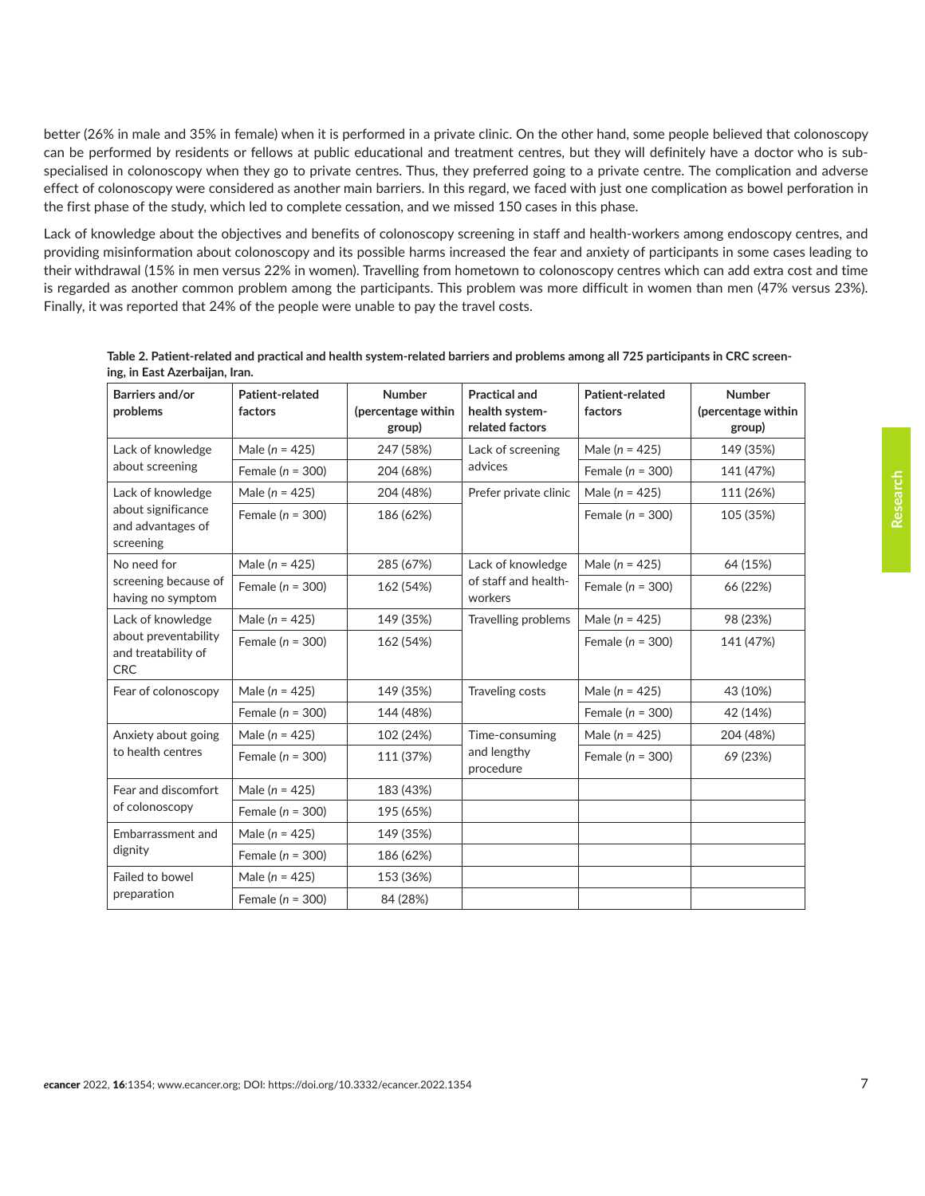better (26% in male and 35% in female) when it is performed in a private clinic. On the other hand, some people believed that colonoscopy can be performed by residents or fellows at public educational and treatment centres, but they will definitely have a doctor who is subspecialised in colonoscopy when they go to private centres. Thus, they preferred going to a private centre. The complication and adverse effect of colonoscopy were considered as another main barriers. In this regard, we faced with just one complication as bowel perforation in the first phase of the study, which led to complete cessation, and we missed 150 cases in this phase.

Lack of knowledge about the objectives and benefits of colonoscopy screening in staff and health-workers among endoscopy centres, and providing misinformation about colonoscopy and its possible harms increased the fear and anxiety of participants in some cases leading to their withdrawal (15% in men versus 22% in women). Travelling from hometown to colonoscopy centres which can add extra cost and time is regarded as another common problem among the participants. This problem was more difficult in women than men (47% versus 23%). Finally, it was reported that 24% of the people were unable to pay the travel costs.

**Table 2. Patient-related and practical and health system-related barriers and problems among all 725 participants in CRC screening, in East Azerbaijan, Iran.**

| Barriers and/or problems | Patient-related factors | Number (percentage within group) | Practical and health system-related factors | Patient-related factors | Number (percentage within group) |
|---|---|---|---|---|---|
| Lack of knowledge about screening | Male (*n* = 425) | 247 (58%) | Lack of screening advices | Male (*n* = 425) | 149 (35%) |
| | Female (*n* = 300) | 204 (68%) | | Female (*n* = 300) | 141 (47%) |
| Lack of knowledge about significance and advantages of screening | Male (*n* = 425) | 204 (48%) | Prefer private clinic | Male (*n* = 425) | 111 (26%) |
| | Female (*n* = 300) | 186 (62%) | | Female (*n* = 300) | 105 (35%) |
| No need for screening because of having no symptom | Male (*n* = 425) | 285 (67%) | Lack of knowledge of staff and health-workers | Male (*n* = 425) | 64 (15%) |
| | Female (*n* = 300) | 162 (54%) | | Female (*n* = 300) | 66 (22%) |
| Lack of knowledge about preventability and treatability of CRC | Male (*n* = 425) | 149 (35%) | Travelling problems | Male (*n* = 425) | 98 (23%) |
| | Female (*n* = 300) | 162 (54%) | | Female (*n* = 300) | 141 (47%) |
| Fear of colonoscopy | Male (*n* = 425) | 149 (35%) | Traveling costs | Male (*n* = 425) | 43 (10%) |
| | Female (*n* = 300) | 144 (48%) | | Female (*n* = 300) | 42 (14%) |
| Anxiety about going to health centres | Male (*n* = 425) | 102 (24%) | Time-consuming and lengthy procedure | Male (*n* = 425) | 204 (48%) |
| | Female (*n* = 300) | 111 (37%) | | Female (*n* = 300) | 69 (23%) |
| Fear and discomfort of colonoscopy | Male (*n* = 425) | 183 (43%) | | | |
| | Female (*n* = 300) | 195 (65%) | | | |
| Embarrassment and dignity | Male (*n* = 425) | 149 (35%) | | | |
| | Female (*n* = 300) | 186 (62%) | | | |
| Failed to bowel preparation | Male (*n* = 425) | 153 (36%) | | | |
| | Female (*n* = 300) | 84 (28%) | | | |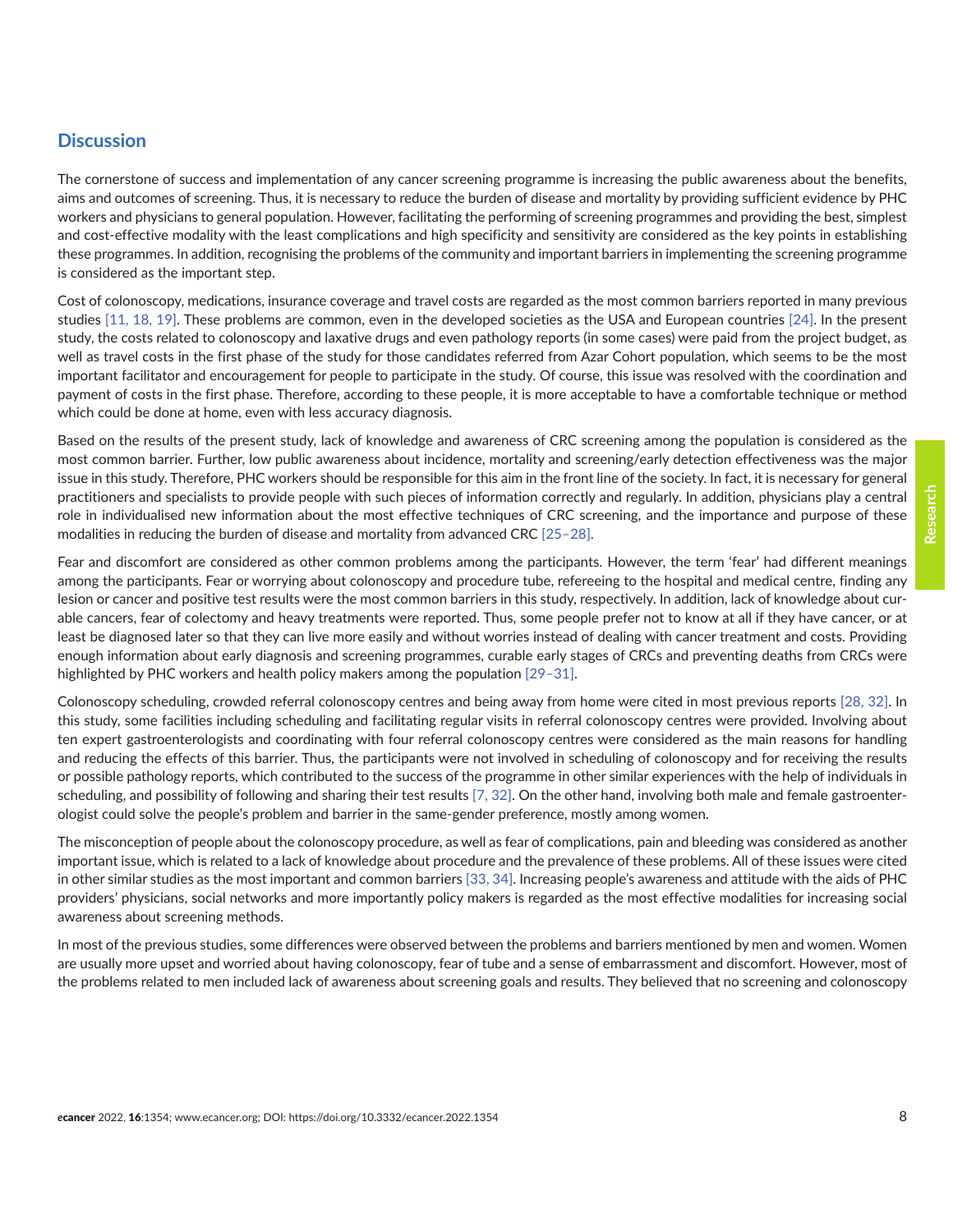## Discussion

The cornerstone of success and implementation of any cancer screening programme is increasing the public awareness about the benefits, aims and outcomes of screening. Thus, it is necessary to reduce the burden of disease and mortality by providing sufficient evidence by PHC workers and physicians to general population. However, facilitating the performing of screening programmes and providing the best, simplest and cost-effective modality with the least complications and high specificity and sensitivity are considered as the key points in establishing these programmes. In addition, recognising the problems of the community and important barriers in implementing the screening programme is considered as the important step.

Cost of colonoscopy, medications, insurance coverage and travel costs are regarded as the most common barriers reported in many previous studies [11, 18, 19]. These problems are common, even in the developed societies as the USA and European countries [24]. In the present study, the costs related to colonoscopy and laxative drugs and even pathology reports (in some cases) were paid from the project budget, as well as travel costs in the first phase of the study for those candidates referred from Azar Cohort population, which seems to be the most important facilitator and encouragement for people to participate in the study. Of course, this issue was resolved with the coordination and payment of costs in the first phase. Therefore, according to these people, it is more acceptable to have a comfortable technique or method which could be done at home, even with less accuracy diagnosis.

Based on the results of the present study, lack of knowledge and awareness of CRC screening among the population is considered as the most common barrier. Further, low public awareness about incidence, mortality and screening/early detection effectiveness was the major issue in this study. Therefore, PHC workers should be responsible for this aim in the front line of the society. In fact, it is necessary for general practitioners and specialists to provide people with such pieces of information correctly and regularly. In addition, physicians play a central role in individualised new information about the most effective techniques of CRC screening, and the importance and purpose of these modalities in reducing the burden of disease and mortality from advanced CRC [25–28].

Fear and discomfort are considered as other common problems among the participants. However, the term 'fear' had different meanings among the participants. Fear or worrying about colonoscopy and procedure tube, refereeing to the hospital and medical centre, finding any lesion or cancer and positive test results were the most common barriers in this study, respectively. In addition, lack of knowledge about curable cancers, fear of colectomy and heavy treatments were reported. Thus, some people prefer not to know at all if they have cancer, or at least be diagnosed later so that they can live more easily and without worries instead of dealing with cancer treatment and costs. Providing enough information about early diagnosis and screening programmes, curable early stages of CRCs and preventing deaths from CRCs were highlighted by PHC workers and health policy makers among the population [29–31].

Colonoscopy scheduling, crowded referral colonoscopy centres and being away from home were cited in most previous reports [28, 32]. In this study, some facilities including scheduling and facilitating regular visits in referral colonoscopy centres were provided. Involving about ten expert gastroenterologists and coordinating with four referral colonoscopy centres were considered as the main reasons for handling and reducing the effects of this barrier. Thus, the participants were not involved in scheduling of colonoscopy and for receiving the results or possible pathology reports, which contributed to the success of the programme in other similar experiences with the help of individuals in scheduling, and possibility of following and sharing their test results [7, 32]. On the other hand, involving both male and female gastroenterologist could solve the people's problem and barrier in the same-gender preference, mostly among women.

The misconception of people about the colonoscopy procedure, as well as fear of complications, pain and bleeding was considered as another important issue, which is related to a lack of knowledge about procedure and the prevalence of these problems. All of these issues were cited in other similar studies as the most important and common barriers [33, 34]. Increasing people's awareness and attitude with the aids of PHC providers' physicians, social networks and more importantly policy makers is regarded as the most effective modalities for increasing social awareness about screening methods.

In most of the previous studies, some differences were observed between the problems and barriers mentioned by men and women. Women are usually more upset and worried about having colonoscopy, fear of tube and a sense of embarrassment and discomfort. However, most of the problems related to men included lack of awareness about screening goals and results. They believed that no screening and colonoscopy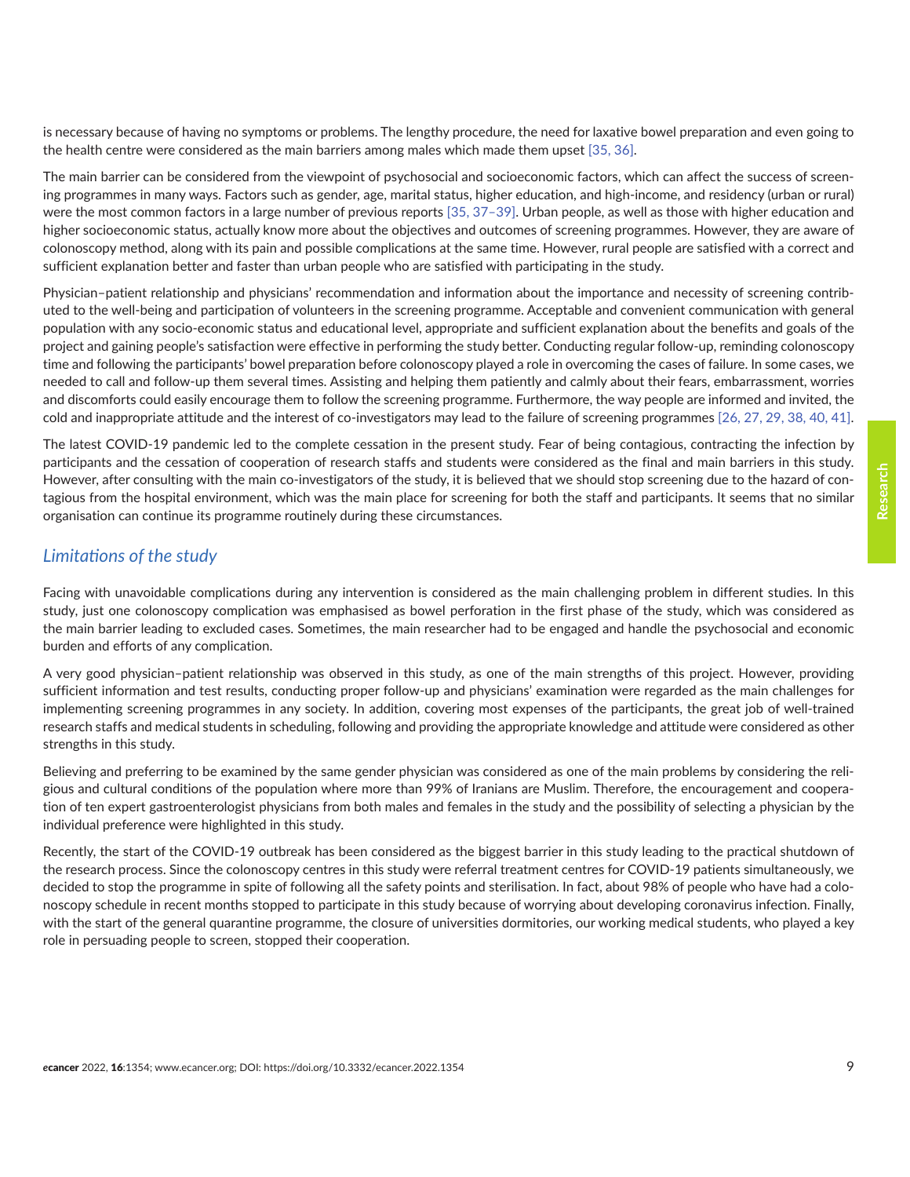is necessary because of having no symptoms or problems. The lengthy procedure, the need for laxative bowel preparation and even going to the health centre were considered as the main barriers among males which made them upset [35, 36].

The main barrier can be considered from the viewpoint of psychosocial and socioeconomic factors, which can affect the success of screening programmes in many ways. Factors such as gender, age, marital status, higher education, and high-income, and residency (urban or rural) were the most common factors in a large number of previous reports [35, 37–39]. Urban people, as well as those with higher education and higher socioeconomic status, actually know more about the objectives and outcomes of screening programmes. However, they are aware of colonoscopy method, along with its pain and possible complications at the same time. However, rural people are satisfied with a correct and sufficient explanation better and faster than urban people who are satisfied with participating in the study.

Physician–patient relationship and physicians' recommendation and information about the importance and necessity of screening contributed to the well-being and participation of volunteers in the screening programme. Acceptable and convenient communication with general population with any socio-economic status and educational level, appropriate and sufficient explanation about the benefits and goals of the project and gaining people's satisfaction were effective in performing the study better. Conducting regular follow-up, reminding colonoscopy time and following the participants' bowel preparation before colonoscopy played a role in overcoming the cases of failure. In some cases, we needed to call and follow-up them several times. Assisting and helping them patiently and calmly about their fears, embarrassment, worries and discomforts could easily encourage them to follow the screening programme. Furthermore, the way people are informed and invited, the cold and inappropriate attitude and the interest of co-investigators may lead to the failure of screening programmes [26, 27, 29, 38, 40, 41].

The latest COVID-19 pandemic led to the complete cessation in the present study. Fear of being contagious, contracting the infection by participants and the cessation of cooperation of research staffs and students were considered as the final and main barriers in this study. However, after consulting with the main co-investigators of the study, it is believed that we should stop screening due to the hazard of contagious from the hospital environment, which was the main place for screening for both the staff and participants. It seems that no similar organisation can continue its programme routinely during these circumstances.

## *Limitations of the study*

Facing with unavoidable complications during any intervention is considered as the main challenging problem in different studies. In this study, just one colonoscopy complication was emphasised as bowel perforation in the first phase of the study, which was considered as the main barrier leading to excluded cases. Sometimes, the main researcher had to be engaged and handle the psychosocial and economic burden and efforts of any complication.

A very good physician–patient relationship was observed in this study, as one of the main strengths of this project. However, providing sufficient information and test results, conducting proper follow-up and physicians' examination were regarded as the main challenges for implementing screening programmes in any society. In addition, covering most expenses of the participants, the great job of well-trained research staffs and medical students in scheduling, following and providing the appropriate knowledge and attitude were considered as other strengths in this study.

Believing and preferring to be examined by the same gender physician was considered as one of the main problems by considering the religious and cultural conditions of the population where more than 99% of Iranians are Muslim. Therefore, the encouragement and cooperation of ten expert gastroenterologist physicians from both males and females in the study and the possibility of selecting a physician by the individual preference were highlighted in this study.

Recently, the start of the COVID-19 outbreak has been considered as the biggest barrier in this study leading to the practical shutdown of the research process. Since the colonoscopy centres in this study were referral treatment centres for COVID-19 patients simultaneously, we decided to stop the programme in spite of following all the safety points and sterilisation. In fact, about 98% of people who have had a colonoscopy schedule in recent months stopped to participate in this study because of worrying about developing coronavirus infection. Finally, with the start of the general quarantine programme, the closure of universities dormitories, our working medical students, who played a key role in persuading people to screen, stopped their cooperation.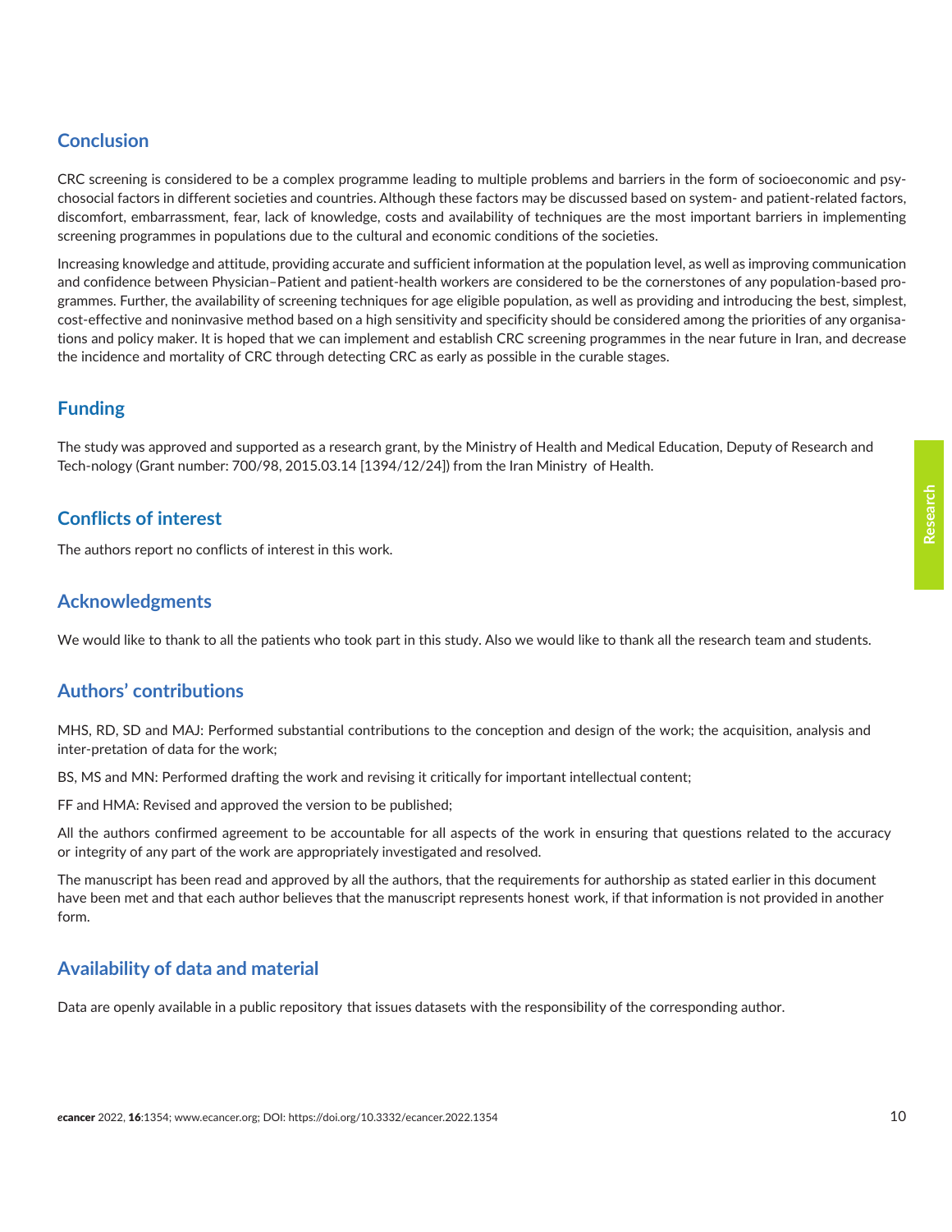## Conclusion

CRC screening is considered to be a complex programme leading to multiple problems and barriers in the form of socioeconomic and psychosocial factors in different societies and countries. Although these factors may be discussed based on system- and patient-related factors, discomfort, embarrassment, fear, lack of knowledge, costs and availability of techniques are the most important barriers in implementing screening programmes in populations due to the cultural and economic conditions of the societies.

Increasing knowledge and attitude, providing accurate and sufficient information at the population level, as well as improving communication and confidence between Physician–Patient and patient-health workers are considered to be the cornerstones of any population-based programmes. Further, the availability of screening techniques for age eligible population, as well as providing and introducing the best, simplest, cost-effective and noninvasive method based on a high sensitivity and specificity should be considered among the priorities of any organisations and policy maker. It is hoped that we can implement and establish CRC screening programmes in the near future in Iran, and decrease the incidence and mortality of CRC through detecting CRC as early as possible in the curable stages.

## Funding

The study was approved and supported as a research grant, by the Ministry of Health and Medical Education, Deputy of Research and Tech-nology (Grant number: 700/98, 2015.03.14 [1394/12/24]) from the Iran Ministry of Health.

## Conflicts of interest

The authors report no conflicts of interest in this work.

## Acknowledgments

We would like to thank to all the patients who took part in this study. Also we would like to thank all the research team and students.

## Authors' contributions

MHS, RD, SD and MAJ: Performed substantial contributions to the conception and design of the work; the acquisition, analysis and inter-pretation of data for the work;

BS, MS and MN: Performed drafting the work and revising it critically for important intellectual content;

FF and HMA: Revised and approved the version to be published;

All the authors confirmed agreement to be accountable for all aspects of the work in ensuring that questions related to the accuracy or integrity of any part of the work are appropriately investigated and resolved.

The manuscript has been read and approved by all the authors, that the requirements for authorship as stated earlier in this document have been met and that each author believes that the manuscript represents honest work, if that information is not provided in another form.

## Availability of data and material

Data are openly available in a public repository that issues datasets with the responsibility of the corresponding author.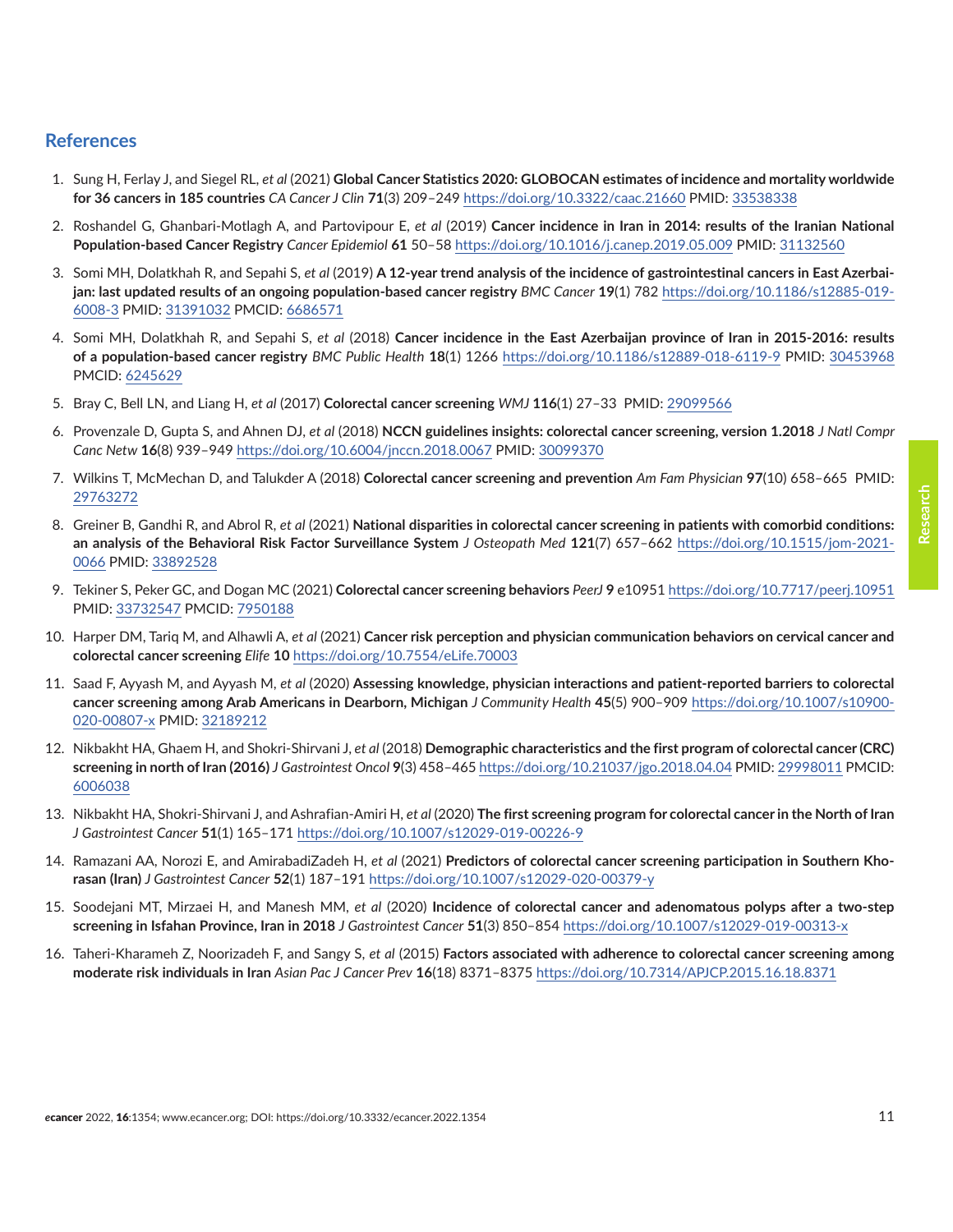## References

1. Sung H, Ferlay J, and Siegel RL, *et al* (2021) **Global Cancer Statistics 2020: GLOBOCAN estimates of incidence and mortality worldwide for 36 cancers in 185 countries** *CA Cancer J Clin* **71**(3) 209–249 https://doi.org/10.3322/caac.21660 PMID: 33538338

2. Roshandel G, Ghanbari-Motlagh A, and Partovipour E, *et al* (2019) **Cancer incidence in Iran in 2014: results of the Iranian National Population-based Cancer Registry** *Cancer Epidemiol* **61** 50–58 https://doi.org/10.1016/j.canep.2019.05.009 PMID: 31132560

3. Somi MH, Dolatkhah R, and Sepahi S, *et al* (2019) **A 12-year trend analysis of the incidence of gastrointestinal cancers in East Azerbaijan: last updated results of an ongoing population-based cancer registry** *BMC Cancer* **19**(1) 782 https://doi.org/10.1186/s12885-019-6008-3 PMID: 31391032 PMCID: 6686571

4. Somi MH, Dolatkhah R, and Sepahi S, *et al* (2018) **Cancer incidence in the East Azerbaijan province of Iran in 2015-2016: results of a population-based cancer registry** *BMC Public Health* **18**(1) 1266 https://doi.org/10.1186/s12889-018-6119-9 PMID: 30453968 PMCID: 6245629

5. Bray C, Bell LN, and Liang H, *et al* (2017) **Colorectal cancer screening** *WMJ* **116**(1) 27–33 PMID: 29099566

6. Provenzale D, Gupta S, and Ahnen DJ, *et al* (2018) **NCCN guidelines insights: colorectal cancer screening, version 1.2018** *J Natl Compr Canc Netw* **16**(8) 939–949 https://doi.org/10.6004/jnccn.2018.0067 PMID: 30099370

7. Wilkins T, McMechan D, and Talukder A (2018) **Colorectal cancer screening and prevention** *Am Fam Physician* **97**(10) 658–665 PMID: 29763272

8. Greiner B, Gandhi R, and Abrol R, *et al* (2021) **National disparities in colorectal cancer screening in patients with comorbid conditions: an analysis of the Behavioral Risk Factor Surveillance System** *J Osteopath Med* **121**(7) 657–662 https://doi.org/10.1515/jom-2021-0066 PMID: 33892528

9. Tekiner S, Peker GC, and Dogan MC (2021) **Colorectal cancer screening behaviors** *PeerJ* **9** e10951 https://doi.org/10.7717/peerj.10951 PMID: 33732547 PMCID: 7950188

10. Harper DM, Tariq M, and Alhawli A, *et al* (2021) **Cancer risk perception and physician communication behaviors on cervical cancer and colorectal cancer screening** *Elife* **10** https://doi.org/10.7554/eLife.70003

11. Saad F, Ayyash M, and Ayyash M, *et al* (2020) **Assessing knowledge, physician interactions and patient-reported barriers to colorectal cancer screening among Arab Americans in Dearborn, Michigan** *J Community Health* **45**(5) 900–909 https://doi.org/10.1007/s10900-020-00807-x PMID: 32189212

12. Nikbakht HA, Ghaem H, and Shokri-Shirvani J, *et al* (2018) **Demographic characteristics and the first program of colorectal cancer (CRC) screening in north of Iran (2016)** *J Gastrointest Oncol* **9**(3) 458–465 https://doi.org/10.21037/jgo.2018.04.04 PMID: 29998011 PMCID: 6006038

13. Nikbakht HA, Shokri-Shirvani J, and Ashrafian-Amiri H, *et al* (2020) **The first screening program for colorectal cancer in the North of Iran** *J Gastrointest Cancer* **51**(1) 165–171 https://doi.org/10.1007/s12029-019-00226-9

14. Ramazani AA, Norozi E, and AmirabadiZadeh H, *et al* (2021) **Predictors of colorectal cancer screening participation in Southern Khorasan (Iran)** *J Gastrointest Cancer* **52**(1) 187–191 https://doi.org/10.1007/s12029-020-00379-y

15. Soodejani MT, Mirzaei H, and Manesh MM, *et al* (2020) **Incidence of colorectal cancer and adenomatous polyps after a two-step screening in Isfahan Province, Iran in 2018** *J Gastrointest Cancer* **51**(3) 850–854 https://doi.org/10.1007/s12029-019-00313-x

16. Taheri-Kharameh Z, Noorizadeh F, and Sangy S, *et al* (2015) **Factors associated with adherence to colorectal cancer screening among moderate risk individuals in Iran** *Asian Pac J Cancer Prev* **16**(18) 8371–8375 https://doi.org/10.7314/APJCP.2015.16.18.8371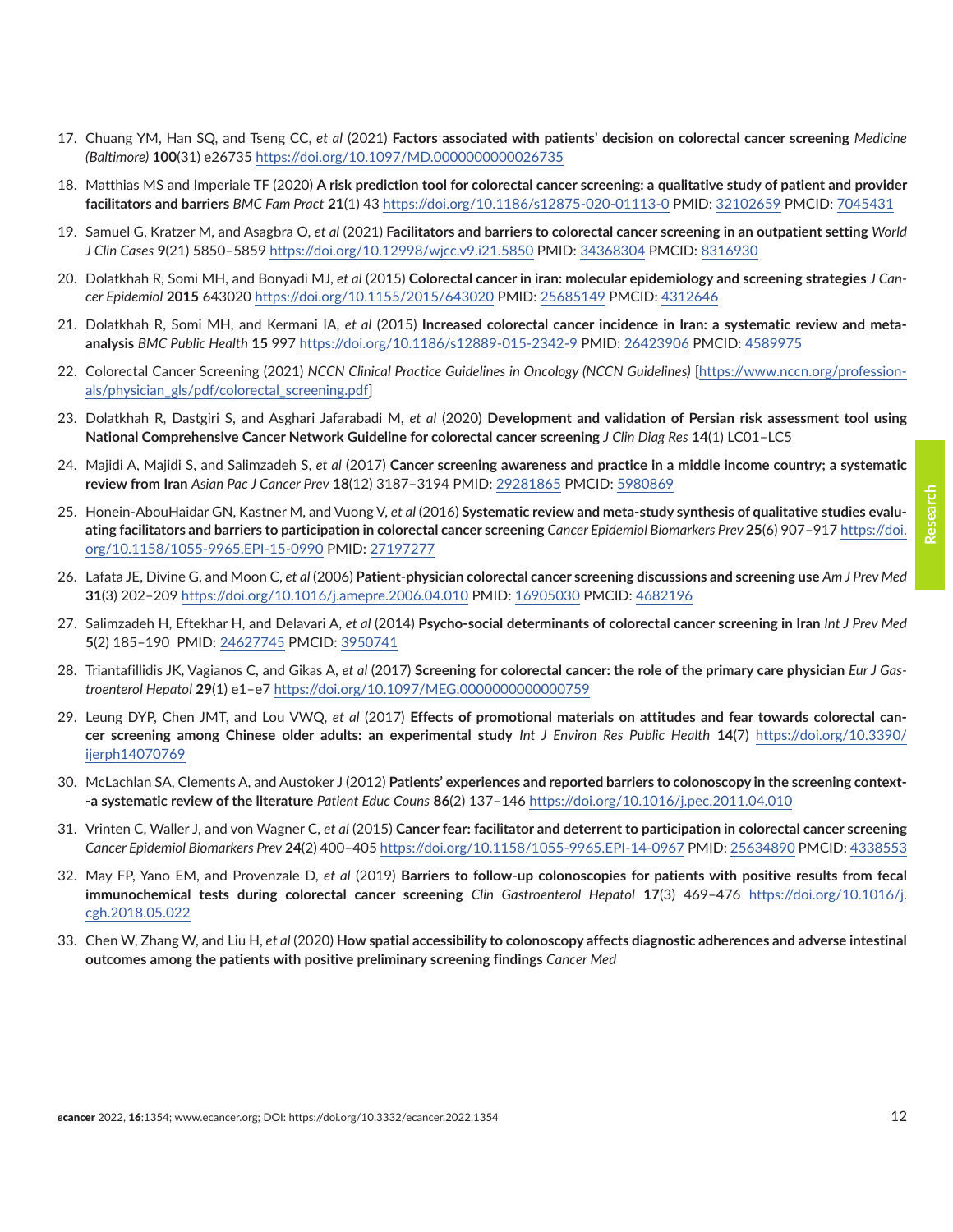17. Chuang YM, Han SQ, and Tseng CC, *et al* (2021) **Factors associated with patients' decision on colorectal cancer screening** *Medicine (Baltimore)* **100**(31) e26735 https://doi.org/10.1097/MD.0000000000026735

18. Matthias MS and Imperiale TF (2020) **A risk prediction tool for colorectal cancer screening: a qualitative study of patient and provider facilitators and barriers** *BMC Fam Pract* **21**(1) 43 https://doi.org/10.1186/s12875-020-01113-0 PMID: 32102659 PMCID: 7045431

19. Samuel G, Kratzer M, and Asagbra O, *et al* (2021) **Facilitators and barriers to colorectal cancer screening in an outpatient setting** *World J Clin Cases* **9**(21) 5850–5859 https://doi.org/10.12998/wjcc.v9.i21.5850 PMID: 34368304 PMCID: 8316930

20. Dolatkhah R, Somi MH, and Bonyadi MJ, *et al* (2015) **Colorectal cancer in iran: molecular epidemiology and screening strategies** *J Cancer Epidemiol* **2015** 643020 https://doi.org/10.1155/2015/643020 PMID: 25685149 PMCID: 4312646

21. Dolatkhah R, Somi MH, and Kermani IA, *et al* (2015) **Increased colorectal cancer incidence in Iran: a systematic review and meta-analysis** *BMC Public Health* **15** 997 https://doi.org/10.1186/s12889-015-2342-9 PMID: 26423906 PMCID: 4589975

22. Colorectal Cancer Screening (2021) *NCCN Clinical Practice Guidelines in Oncology (NCCN Guidelines)* [https://www.nccn.org/professionals/physician_gls/pdf/colorectal_screening.pdf]

23. Dolatkhah R, Dastgiri S, and Asghari Jafarabadi M, *et al* (2020) **Development and validation of Persian risk assessment tool using National Comprehensive Cancer Network Guideline for colorectal cancer screening** *J Clin Diag Res* **14**(1) LC01–LC5

24. Majidi A, Majidi S, and Salimzadeh S, *et al* (2017) **Cancer screening awareness and practice in a middle income country; a systematic review from Iran** *Asian Pac J Cancer Prev* **18**(12) 3187–3194 PMID: 29281865 PMCID: 5980869

25. Honein-AbouHaidar GN, Kastner M, and Vuong V, *et al* (2016) **Systematic review and meta-study synthesis of qualitative studies evaluating facilitators and barriers to participation in colorectal cancer screening** *Cancer Epidemiol Biomarkers Prev* **25**(6) 907–917 https://doi.org/10.1158/1055-9965.EPI-15-0990 PMID: 27197277

26. Lafata JE, Divine G, and Moon C, *et al* (2006) **Patient-physician colorectal cancer screening discussions and screening use** *Am J Prev Med* **31**(3) 202–209 https://doi.org/10.1016/j.amepre.2006.04.010 PMID: 16905030 PMCID: 4682196

27. Salimzadeh H, Eftekhar H, and Delavari A, *et al* (2014) **Psycho-social determinants of colorectal cancer screening in Iran** *Int J Prev Med* **5**(2) 185–190 PMID: 24627745 PMCID: 3950741

28. Triantafillidis JK, Vagianos C, and Gikas A, *et al* (2017) **Screening for colorectal cancer: the role of the primary care physician** *Eur J Gastroenterol Hepatol* **29**(1) e1–e7 https://doi.org/10.1097/MEG.0000000000000759

29. Leung DYP, Chen JMT, and Lou VWQ, *et al* (2017) **Effects of promotional materials on attitudes and fear towards colorectal cancer screening among Chinese older adults: an experimental study** *Int J Environ Res Public Health* **14**(7) https://doi.org/10.3390/ijerph14070769

30. McLachlan SA, Clements A, and Austoker J (2012) **Patients' experiences and reported barriers to colonoscopy in the screening context--a systematic review of the literature** *Patient Educ Couns* **86**(2) 137–146 https://doi.org/10.1016/j.pec.2011.04.010

31. Vrinten C, Waller J, and von Wagner C, *et al* (2015) **Cancer fear: facilitator and deterrent to participation in colorectal cancer screening** *Cancer Epidemiol Biomarkers Prev* **24**(2) 400–405 https://doi.org/10.1158/1055-9965.EPI-14-0967 PMID: 25634890 PMCID: 4338553

32. May FP, Yano EM, and Provenzale D, *et al* (2019) **Barriers to follow-up colonoscopies for patients with positive results from fecal immunochemical tests during colorectal cancer screening** *Clin Gastroenterol Hepatol* **17**(3) 469–476 https://doi.org/10.1016/j.cgh.2018.05.022

33. Chen W, Zhang W, and Liu H, *et al* (2020) **How spatial accessibility to colonoscopy affects diagnostic adherences and adverse intestinal outcomes among the patients with positive preliminary screening findings** *Cancer Med*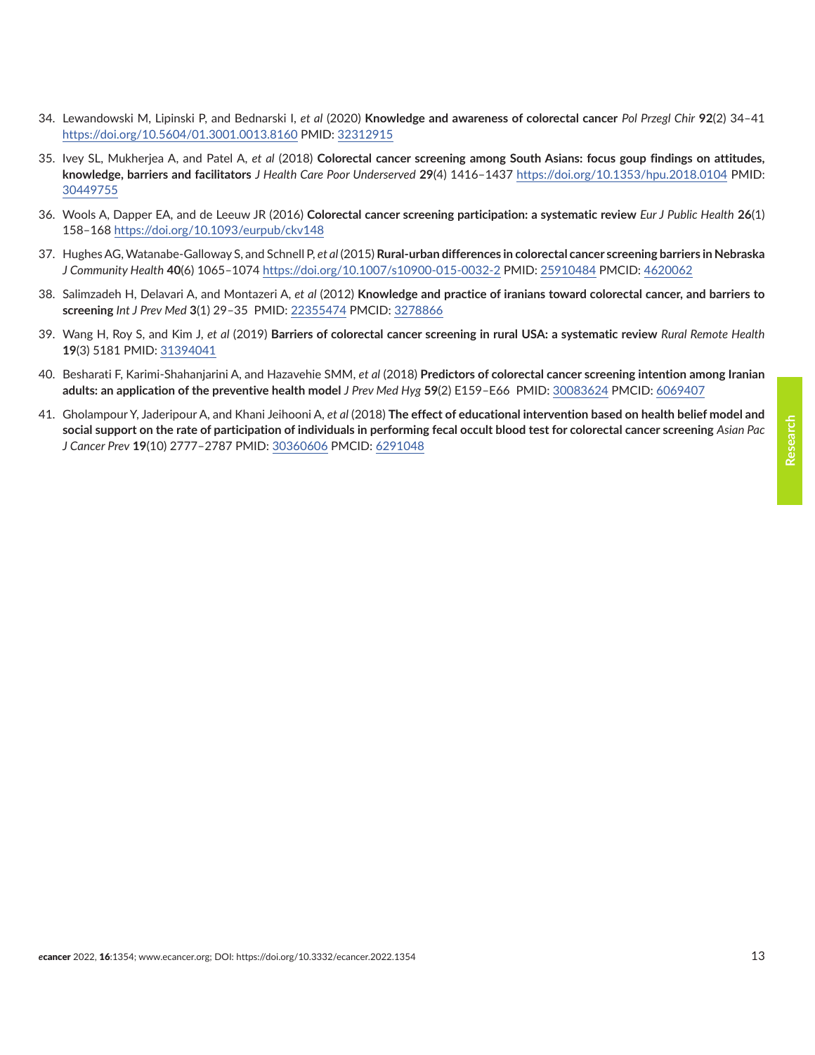34. Lewandowski M, Lipinski P, and Bednarski I, *et al* (2020) **Knowledge and awareness of colorectal cancer** *Pol Przegl Chir* **92**(2) 34–41 https://doi.org/10.5604/01.3001.0013.8160 PMID: 32312915

35. Ivey SL, Mukherjea A, and Patel A, *et al* (2018) **Colorectal cancer screening among South Asians: focus goup findings on attitudes, knowledge, barriers and facilitators** *J Health Care Poor Underserved* **29**(4) 1416–1437 https://doi.org/10.1353/hpu.2018.0104 PMID: 30449755

36. Wools A, Dapper EA, and de Leeuw JR (2016) **Colorectal cancer screening participation: a systematic review** *Eur J Public Health* **26**(1) 158–168 https://doi.org/10.1093/eurpub/ckv148

37. Hughes AG, Watanabe-Galloway S, and Schnell P, *et al* (2015) **Rural-urban differences in colorectal cancer screening barriers in Nebraska** *J Community Health* **40**(6) 1065–1074 https://doi.org/10.1007/s10900-015-0032-2 PMID: 25910484 PMCID: 4620062

38. Salimzadeh H, Delavari A, and Montazeri A, *et al* (2012) **Knowledge and practice of iranians toward colorectal cancer, and barriers to screening** *Int J Prev Med* **3**(1) 29–35 PMID: 22355474 PMCID: 3278866

39. Wang H, Roy S, and Kim J, *et al* (2019) **Barriers of colorectal cancer screening in rural USA: a systematic review** *Rural Remote Health* **19**(3) 5181 PMID: 31394041

40. Besharati F, Karimi-Shahanjarini A, and Hazavehie SMM, *et al* (2018) **Predictors of colorectal cancer screening intention among Iranian adults: an application of the preventive health model** *J Prev Med Hyg* **59**(2) E159–E66 PMID: 30083624 PMCID: 6069407

41. Gholampour Y, Jaderipour A, and Khani Jeihooni A, *et al* (2018) **The effect of educational intervention based on health belief model and social support on the rate of participation of individuals in performing fecal occult blood test for colorectal cancer screening** *Asian Pac J Cancer Prev* **19**(10) 2777–2787 PMID: 30360606 PMCID: 6291048